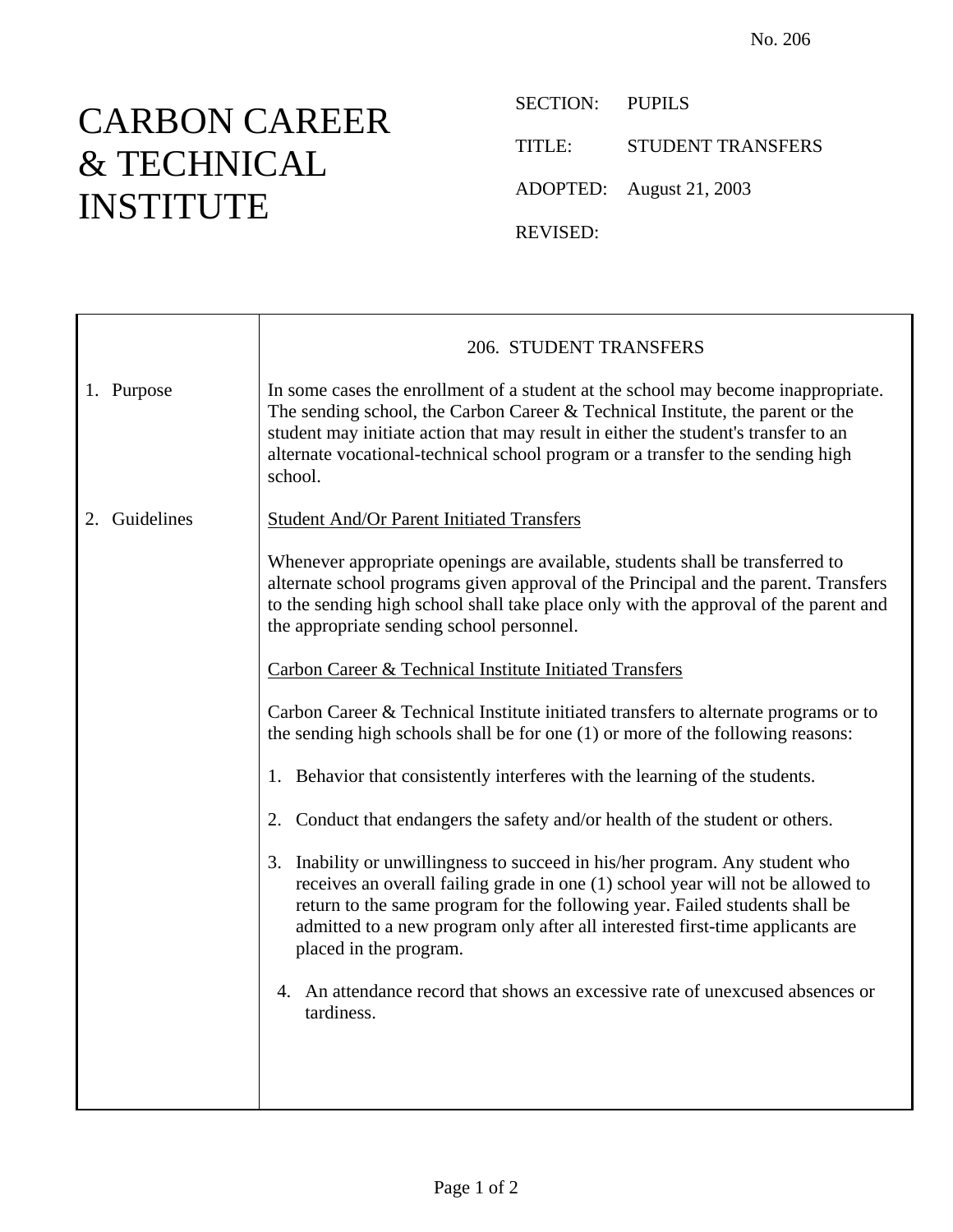No. 206

# CARBON CAREER & TECHNICAL INSTITUTE

SECTION: PUPILS

TITLE: STUDENT TRANSFERS

ADOPTED: August 21, 2003

REVISED:

## 206. STUDENT TRANSFERS

**1. Purpose**

In some cases the enrollment of a student at the school may become inappropriate. The sending school, the Carbon Career & Technical Institute, the parent or the student may initiate action that may result in either the student's transfer to an alternate vocational-technical school program or a transfer to the sending high school.

**2. Guidelines**

<u>Student And/Or Parent Initiated Transfers</u>

Whenever appropriate openings are available, students shall be transferred to alternate school programs given approval of the Principal and the parent. Transfers to the sending high school shall take place only with the approval of the parent and the appropriate sending school personnel.

<u>Carbon Career & Technical Institute Initiated Transfers</u>

Carbon Career & Technical Institute initiated transfers to alternate programs or to the sending high schools shall be for one (1) or more of the following reasons:

1. Behavior that consistently interferes with the learning of the students.

2. Conduct that endangers the safety and/or health of the student or others.

3. Inability or unwillingness to succeed in his/her program. Any student who receives an overall failing grade in one (1) school year will not be allowed to return to the same program for the following year. Failed students shall be admitted to a new program only after all interested first-time applicants are placed in the program.

4. An attendance record that shows an excessive rate of unexcused absences or tardiness.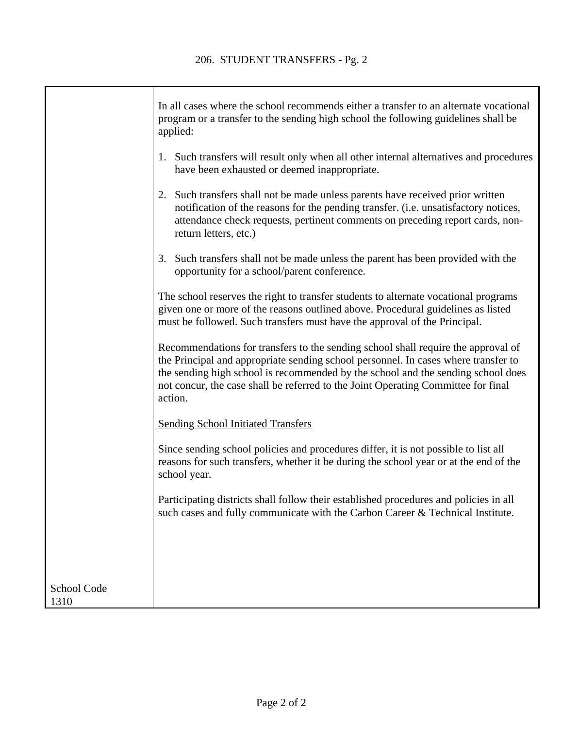In all cases where the school recommends either a transfer to an alternate vocational program or a transfer to the sending high school the following guidelines shall be applied:

1. Such transfers will result only when all other internal alternatives and procedures have been exhausted or deemed inappropriate.

2. Such transfers shall not be made unless parents have received prior written notification of the reasons for the pending transfer. (i.e. unsatisfactory notices, attendance check requests, pertinent comments on preceding report cards, non-return letters, etc.)

3. Such transfers shall not be made unless the parent has been provided with the opportunity for a school/parent conference.

The school reserves the right to transfer students to alternate vocational programs given one or more of the reasons outlined above. Procedural guidelines as listed must be followed. Such transfers must have the approval of the Principal.

Recommendations for transfers to the sending school shall require the approval of the Principal and appropriate sending school personnel. In cases where transfer to the sending high school is recommended by the school and the sending school does not concur, the case shall be referred to the Joint Operating Committee for final action.

<u>Sending School Initiated Transfers</u>

Since sending school policies and procedures differ, it is not possible to list all reasons for such transfers, whether it be during the school year or at the end of the school year.

Participating districts shall follow their established procedures and policies in all such cases and fully communicate with the Carbon Career & Technical Institute.

School Code
1310